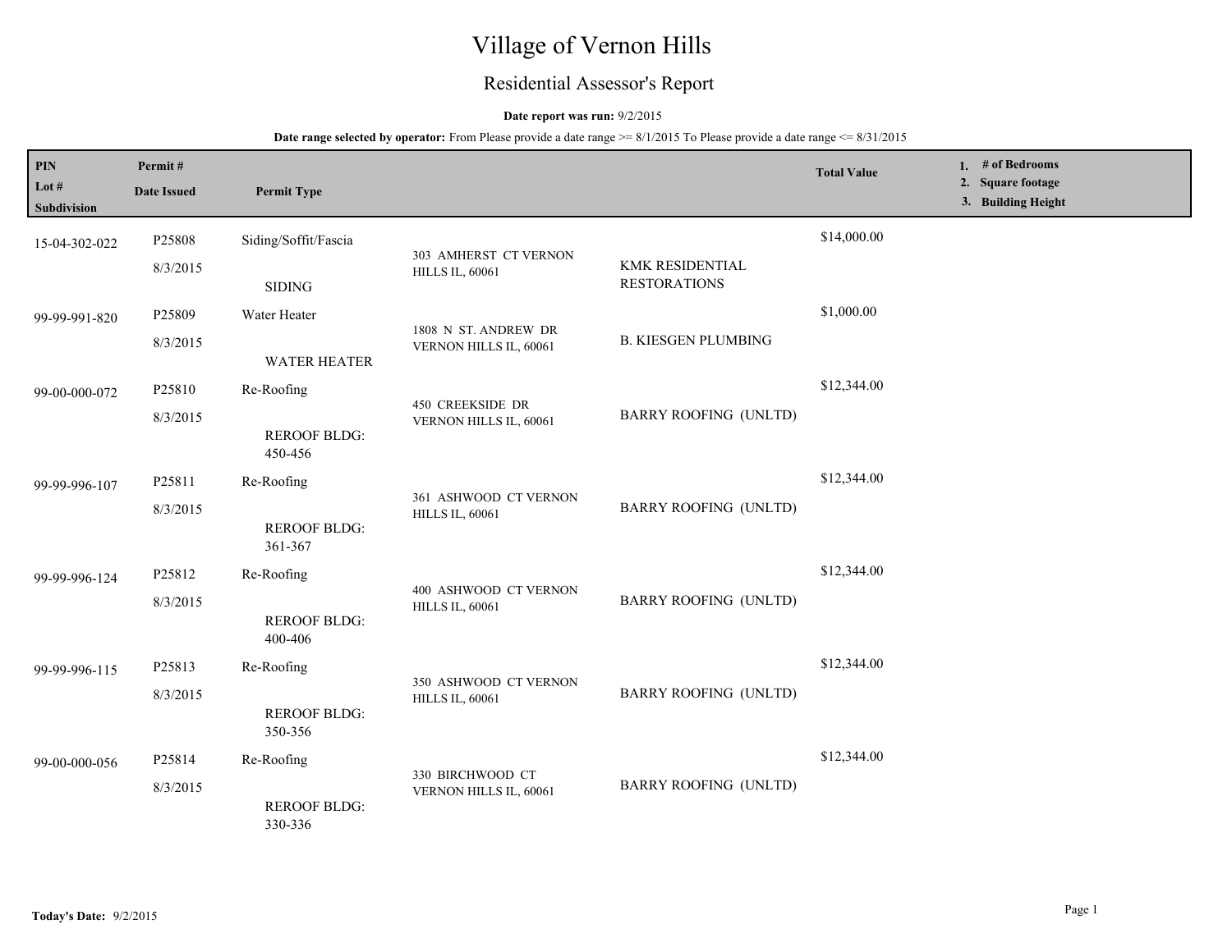# Village of Vernon Hills

## Residential Assessor's Report

**Date report was run:** 9/2/2015

**Date range selected by operator:** From Please provide a date range >= 8/1/2015 To Please provide a date range <= 8/31/2015

| PIN<br>Lot #<br>Subdivision | Permit #<br>Date Issued | Permit Type | | | Total Value | 1. # of Bedrooms<br>2. Square footage<br>3. Building Height |
|---|---|---|---|---|---|---|
| 15-04-302-022 | P25808<br>8/3/2015 | Siding/Soffit/Fascia<br>SIDING | 303 AMHERST CT VERNON HILLS IL, 60061 | KMK RESIDENTIAL RESTORATIONS | $14,000.00 | |
| 99-99-991-820 | P25809<br>8/3/2015 | Water Heater<br>WATER HEATER | 1808 N ST. ANDREW DR VERNON HILLS IL, 60061 | B. KIESGEN PLUMBING | $1,000.00 | |
| 99-00-000-072 | P25810<br>8/3/2015 | Re-Roofing<br>REROOF BLDG: 450-456 | 450 CREEKSIDE DR VERNON HILLS IL, 60061 | BARRY ROOFING (UNLTD) | $12,344.00 | |
| 99-99-996-107 | P25811<br>8/3/2015 | Re-Roofing<br>REROOF BLDG: 361-367 | 361 ASHWOOD CT VERNON HILLS IL, 60061 | BARRY ROOFING (UNLTD) | $12,344.00 | |
| 99-99-996-124 | P25812<br>8/3/2015 | Re-Roofing<br>REROOF BLDG: 400-406 | 400 ASHWOOD CT VERNON HILLS IL, 60061 | BARRY ROOFING (UNLTD) | $12,344.00 | |
| 99-99-996-115 | P25813<br>8/3/2015 | Re-Roofing<br>REROOF BLDG: 350-356 | 350 ASHWOOD CT VERNON HILLS IL, 60061 | BARRY ROOFING (UNLTD) | $12,344.00 | |
| 99-00-000-056 | P25814<br>8/3/2015 | Re-Roofing<br>REROOF BLDG: 330-336 | 330 BIRCHWOOD CT VERNON HILLS IL, 60061 | BARRY ROOFING (UNLTD) | $12,344.00 | |

**Today's Date:** 9/2/2015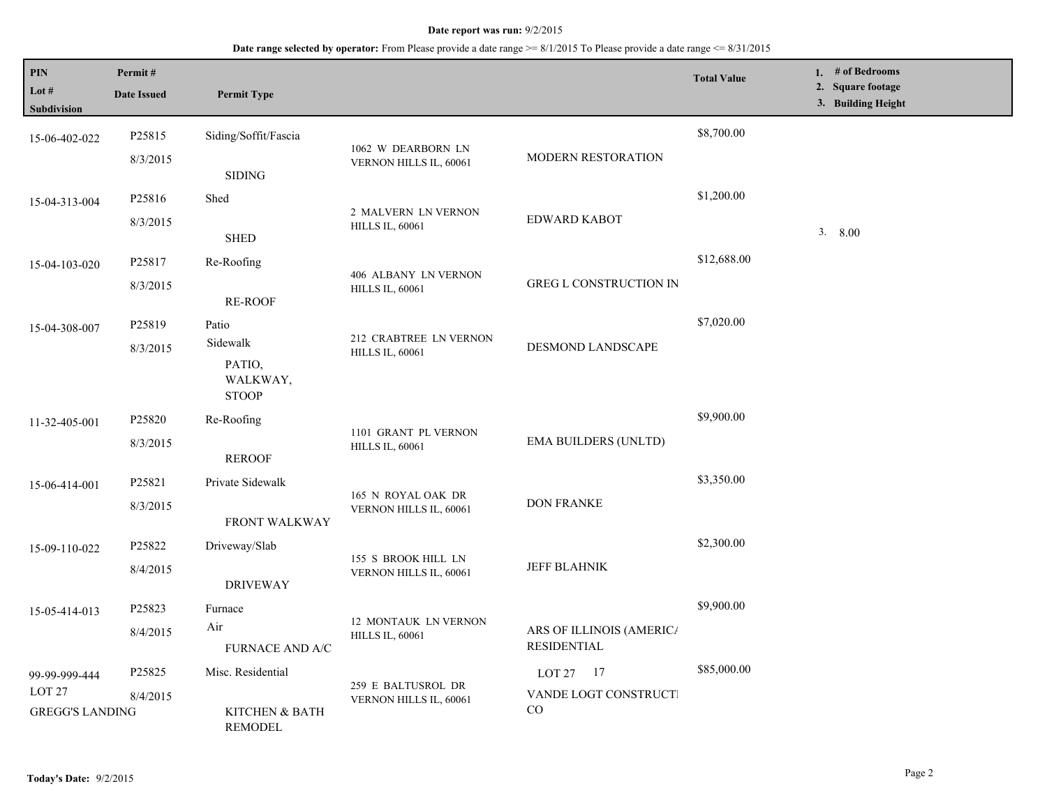**Date report was run:** 9/2/2015

**Date range selected by operator:** From Please provide a date range >= 8/1/2015 To Please provide a date range <= 8/31/2015

| PIN / Lot # / Subdivision | Permit # / Date Issued | Permit Type | Address | Contractor | Total Value | 1. # of Bedrooms 2. Square footage 3. Building Height |
|---|---|---|---|---|---|---|
| 15-06-402-022 | P25815 8/3/2015 | Siding/Soffit/Fascia SIDING | 1062 W DEARBORN LN VERNON HILLS IL, 60061 | MODERN RESTORATION | $8,700.00 | |
| 15-04-313-004 | P25816 8/3/2015 | Shed SHED | 2 MALVERN LN VERNON HILLS IL, 60061 | EDWARD KABOT | $1,200.00 | 3. 8.00 |
| 15-04-103-020 | P25817 8/3/2015 | Re-Roofing RE-ROOF | 406 ALBANY LN VERNON HILLS IL, 60061 | GREG L CONSTRUCTION IN | $12,688.00 | |
| 15-04-308-007 | P25819 8/3/2015 | Patio Sidewalk PATIO, WALKWAY, STOOP | 212 CRABTREE LN VERNON HILLS IL, 60061 | DESMOND LANDSCAPE | $7,020.00 | |
| 11-32-405-001 | P25820 8/3/2015 | Re-Roofing REROOF | 1101 GRANT PL VERNON HILLS IL, 60061 | EMA BUILDERS (UNLTD) | $9,900.00 | |
| 15-06-414-001 | P25821 8/3/2015 | Private Sidewalk FRONT WALKWAY | 165 N ROYAL OAK DR VERNON HILLS IL, 60061 | DON FRANKE | $3,350.00 | |
| 15-09-110-022 | P25822 8/4/2015 | Driveway/Slab DRIVEWAY | 155 S BROOK HILL LN VERNON HILLS IL, 60061 | JEFF BLAHNIK | $2,300.00 | |
| 15-05-414-013 | P25823 8/4/2015 | Furnace Air FURNACE AND A/C | 12 MONTAUK LN VERNON HILLS IL, 60061 | ARS OF ILLINOIS (AMERICA RESIDENTIAL | $9,900.00 | |
| 99-99-999-444 LOT 27 GREGG'S LANDING | P25825 8/4/2015 | Misc. Residential KITCHEN & BATH REMODEL | 259 E BALTUSROL DR VERNON HILLS IL, 60061 | LOT 27 17 VANDE LOGT CONSTRUCTI CO | $85,000.00 | |

**Today's Date:** 9/2/2015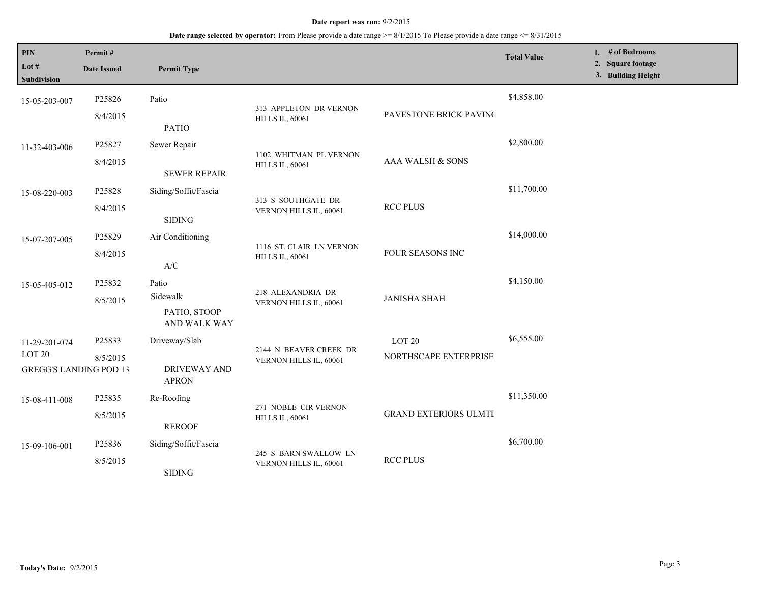**Date report was run:** 9/2/2015

**Date range selected by operator:** From Please provide a date range >= 8/1/2015 To Please provide a date range <= 8/31/2015

| PIN / Lot # / Subdivision | Permit # / Date Issued | Permit Type | | | Total Value | 1. # of Bedrooms 2. Square footage 3. Building Height |
|---|---|---|---|---|---|---|
| 15-05-203-007 | P25826 8/4/2015 | Patio PATIO | 313 APPLETON DR VERNON HILLS IL, 60061 | PAVESTONE BRICK PAVIN( | $4,858.00 | |
| 11-32-403-006 | P25827 8/4/2015 | Sewer Repair SEWER REPAIR | 1102 WHITMAN PL VERNON HILLS IL, 60061 | AAA WALSH & SONS | $2,800.00 | |
| 15-08-220-003 | P25828 8/4/2015 | Siding/Soffit/Fascia SIDING | 313 S SOUTHGATE DR VERNON HILLS IL, 60061 | RCC PLUS | $11,700.00 | |
| 15-07-207-005 | P25829 8/4/2015 | Air Conditioning A/C | 1116 ST. CLAIR LN VERNON HILLS IL, 60061 | FOUR SEASONS INC | $14,000.00 | |
| 15-05-405-012 | P25832 8/5/2015 | Patio Sidewalk PATIO, STOOP AND WALK WAY | 218 ALEXANDRIA DR VERNON HILLS IL, 60061 | JANISHA SHAH | $4,150.00 | |
| 11-29-201-074 LOT 20 GREGG'S LANDING POD 13 | P25833 8/5/2015 | Driveway/Slab DRIVEWAY AND APRON | 2144 N BEAVER CREEK DR VERNON HILLS IL, 60061 | LOT 20 NORTHSCAPE ENTERPRISE | $6,555.00 | |
| 15-08-411-008 | P25835 8/5/2015 | Re-Roofing REROOF | 271 NOBLE CIR VERNON HILLS IL, 60061 | GRAND EXTERIORS ULMTI | $11,350.00 | |
| 15-09-106-001 | P25836 8/5/2015 | Siding/Soffit/Fascia SIDING | 245 S BARN SWALLOW LN VERNON HILLS IL, 60061 | RCC PLUS | $6,700.00 | |

**Today's Date:** 9/2/2015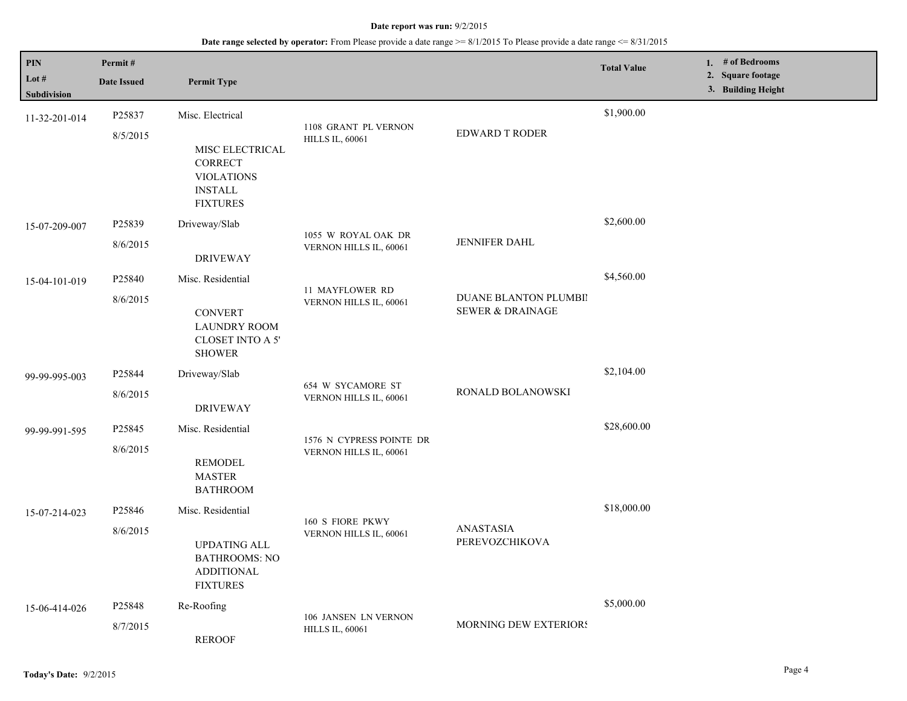**Date report was run:** 9/2/2015

**Date range selected by operator:** From Please provide a date range >= 8/1/2015 To Please provide a date range <= 8/31/2015

| PIN / Lot # / Subdivision | Permit # / Date Issued | Permit Type | | | Total Value | 1. # of Bedrooms 2. Square footage 3. Building Height |
|---|---|---|---|---|---|---|
| 11-32-201-014 | P25837 8/5/2015 | Misc. Electrical MISC ELECTRICAL CORRECT VIOLATIONS INSTALL FIXTURES | 1108 GRANT PL VERNON HILLS IL, 60061 | EDWARD T RODER | $1,900.00 | |
| 15-07-209-007 | P25839 8/6/2015 | Driveway/Slab DRIVEWAY | 1055 W ROYAL OAK DR VERNON HILLS IL, 60061 | JENNIFER DAHL | $2,600.00 | |
| 15-04-101-019 | P25840 8/6/2015 | Misc. Residential CONVERT LAUNDRY ROOM CLOSET INTO A 5' SHOWER | 11 MAYFLOWER RD VERNON HILLS IL, 60061 | DUANE BLANTON PLUMBII SEWER & DRAINAGE | $4,560.00 | |
| 99-99-995-003 | P25844 8/6/2015 | Driveway/Slab DRIVEWAY | 654 W SYCAMORE ST VERNON HILLS IL, 60061 | RONALD BOLANOWSKI | $2,104.00 | |
| 99-99-991-595 | P25845 8/6/2015 | Misc. Residential REMODEL MASTER BATHROOM | 1576 N CYPRESS POINTE DR VERNON HILLS IL, 60061 | | $28,600.00 | |
| 15-07-214-023 | P25846 8/6/2015 | Misc. Residential UPDATING ALL BATHROOMS: NO ADDITIONAL FIXTURES | 160 S FIORE PKWY VERNON HILLS IL, 60061 | ANASTASIA PEREVOZCHIKOVA | $18,000.00 | |
| 15-06-414-026 | P25848 8/7/2015 | Re-Roofing REROOF | 106 JANSEN LN VERNON HILLS IL, 60061 | MORNING DEW EXTERIORS | $5,000.00 | |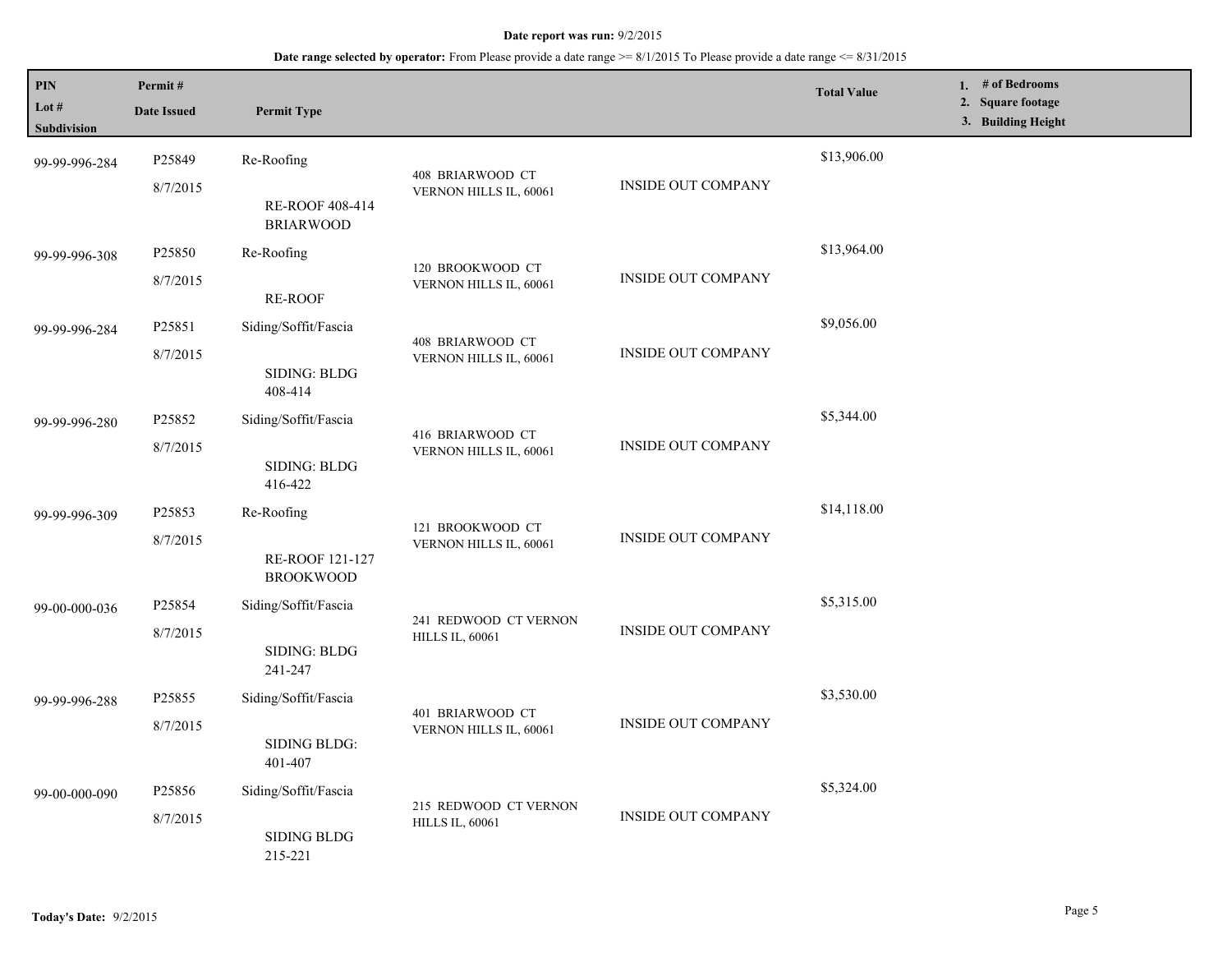**Date report was run:** 9/2/2015

**Date range selected by operator:** From Please provide a date range >= 8/1/2015 To Please provide a date range <= 8/31/2015

| PIN / Lot # / Subdivision | Permit # / Date Issued | Permit Type | Address | Contractor | Total Value | 1. # of Bedrooms 2. Square footage 3. Building Height |
|---|---|---|---|---|---|---|
| 99-99-996-284 | P25849<br>8/7/2015 | Re-Roofing<br>RE-ROOF 408-414 BRIARWOOD | 408 BRIARWOOD CT VERNON HILLS IL, 60061 | INSIDE OUT COMPANY | $13,906.00 | |
| 99-99-996-308 | P25850<br>8/7/2015 | Re-Roofing<br>RE-ROOF | 120 BROOKWOOD CT VERNON HILLS IL, 60061 | INSIDE OUT COMPANY | $13,964.00 | |
| 99-99-996-284 | P25851<br>8/7/2015 | Siding/Soffit/Fascia<br>SIDING: BLDG 408-414 | 408 BRIARWOOD CT VERNON HILLS IL, 60061 | INSIDE OUT COMPANY | $9,056.00 | |
| 99-99-996-280 | P25852<br>8/7/2015 | Siding/Soffit/Fascia<br>SIDING: BLDG 416-422 | 416 BRIARWOOD CT VERNON HILLS IL, 60061 | INSIDE OUT COMPANY | $5,344.00 | |
| 99-99-996-309 | P25853<br>8/7/2015 | Re-Roofing<br>RE-ROOF 121-127 BROOKWOOD | 121 BROOKWOOD CT VERNON HILLS IL, 60061 | INSIDE OUT COMPANY | $14,118.00 | |
| 99-00-000-036 | P25854<br>8/7/2015 | Siding/Soffit/Fascia<br>SIDING: BLDG 241-247 | 241 REDWOOD CT VERNON HILLS IL, 60061 | INSIDE OUT COMPANY | $5,315.00 | |
| 99-99-996-288 | P25855<br>8/7/2015 | Siding/Soffit/Fascia<br>SIDING BLDG: 401-407 | 401 BRIARWOOD CT VERNON HILLS IL, 60061 | INSIDE OUT COMPANY | $3,530.00 | |
| 99-00-000-090 | P25856<br>8/7/2015 | Siding/Soffit/Fascia<br>SIDING BLDG 215-221 | 215 REDWOOD CT VERNON HILLS IL, 60061 | INSIDE OUT COMPANY | $5,324.00 | |

**Today's Date:** 9/2/2015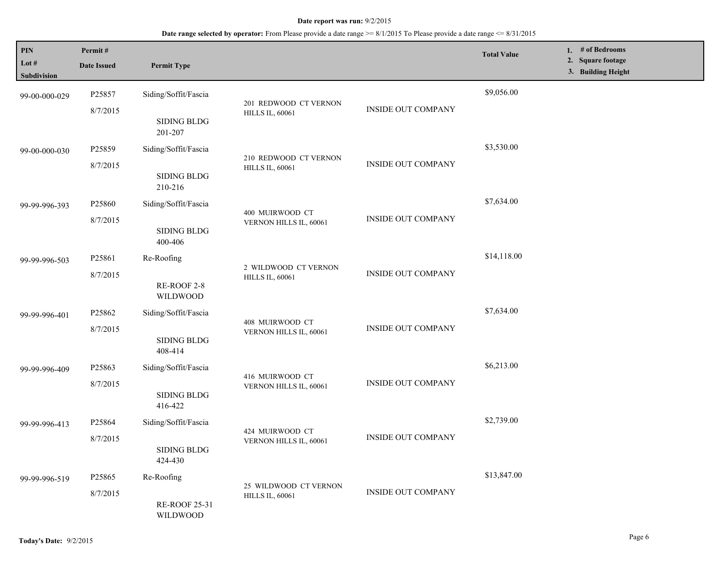**Date report was run:** 9/2/2015

**Date range selected by operator:** From Please provide a date range >= 8/1/2015 To Please provide a date range <= 8/31/2015

| PIN / Lot # / Subdivision | Permit # / Date Issued | Permit Type | | | Total Value | 1. # of Bedrooms 2. Square footage 3. Building Height |
|---|---|---|---|---|---|---|
| 99-00-000-029 | P25857 8/7/2015 | Siding/Soffit/Fascia SIDING BLDG 201-207 | 201 REDWOOD CT VERNON HILLS IL, 60061 | INSIDE OUT COMPANY | $9,056.00 | |
| 99-00-000-030 | P25859 8/7/2015 | Siding/Soffit/Fascia SIDING BLDG 210-216 | 210 REDWOOD CT VERNON HILLS IL, 60061 | INSIDE OUT COMPANY | $3,530.00 | |
| 99-99-996-393 | P25860 8/7/2015 | Siding/Soffit/Fascia SIDING BLDG 400-406 | 400 MUIRWOOD CT VERNON HILLS IL, 60061 | INSIDE OUT COMPANY | $7,634.00 | |
| 99-99-996-503 | P25861 8/7/2015 | Re-Roofing RE-ROOF 2-8 WILDWOOD | 2 WILDWOOD CT VERNON HILLS IL, 60061 | INSIDE OUT COMPANY | $14,118.00 | |
| 99-99-996-401 | P25862 8/7/2015 | Siding/Soffit/Fascia SIDING BLDG 408-414 | 408 MUIRWOOD CT VERNON HILLS IL, 60061 | INSIDE OUT COMPANY | $7,634.00 | |
| 99-99-996-409 | P25863 8/7/2015 | Siding/Soffit/Fascia SIDING BLDG 416-422 | 416 MUIRWOOD CT VERNON HILLS IL, 60061 | INSIDE OUT COMPANY | $6,213.00 | |
| 99-99-996-413 | P25864 8/7/2015 | Siding/Soffit/Fascia SIDING BLDG 424-430 | 424 MUIRWOOD CT VERNON HILLS IL, 60061 | INSIDE OUT COMPANY | $2,739.00 | |
| 99-99-996-519 | P25865 8/7/2015 | Re-Roofing RE-ROOF 25-31 WILDWOOD | 25 WILDWOOD CT VERNON HILLS IL, 60061 | INSIDE OUT COMPANY | $13,847.00 | |

**Today's Date:** 9/2/2015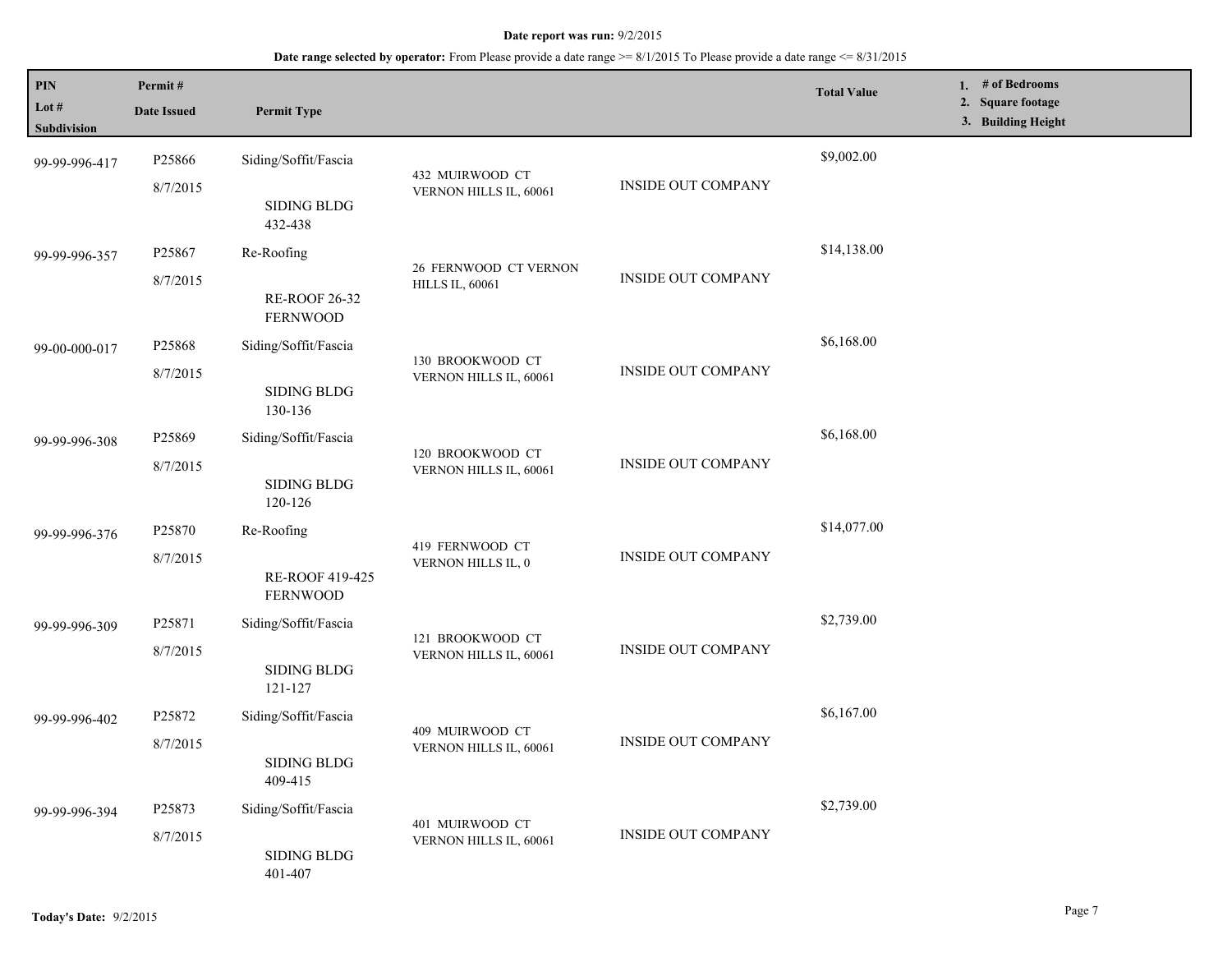**Date report was run:** 9/2/2015

**Date range selected by operator:** From Please provide a date range >= 8/1/2015 To Please provide a date range <= 8/31/2015

| PIN / Lot # / Subdivision | Permit # / Date Issued | Permit Type | | | Total Value | 1. # of Bedrooms 2. Square footage 3. Building Height |
|---|---|---|---|---|---|---|
| 99-99-996-417 | P25866 8/7/2015 | Siding/Soffit/Fascia SIDING BLDG 432-438 | 432 MUIRWOOD CT VERNON HILLS IL, 60061 | INSIDE OUT COMPANY | $9,002.00 | |
| 99-99-996-357 | P25867 8/7/2015 | Re-Roofing RE-ROOF 26-32 FERNWOOD | 26 FERNWOOD CT VERNON HILLS IL, 60061 | INSIDE OUT COMPANY | $14,138.00 | |
| 99-00-000-017 | P25868 8/7/2015 | Siding/Soffit/Fascia SIDING BLDG 130-136 | 130 BROOKWOOD CT VERNON HILLS IL, 60061 | INSIDE OUT COMPANY | $6,168.00 | |
| 99-99-996-308 | P25869 8/7/2015 | Siding/Soffit/Fascia SIDING BLDG 120-126 | 120 BROOKWOOD CT VERNON HILLS IL, 60061 | INSIDE OUT COMPANY | $6,168.00 | |
| 99-99-996-376 | P25870 8/7/2015 | Re-Roofing RE-ROOF 419-425 FERNWOOD | 419 FERNWOOD CT VERNON HILLS IL, 0 | INSIDE OUT COMPANY | $14,077.00 | |
| 99-99-996-309 | P25871 8/7/2015 | Siding/Soffit/Fascia SIDING BLDG 121-127 | 121 BROOKWOOD CT VERNON HILLS IL, 60061 | INSIDE OUT COMPANY | $2,739.00 | |
| 99-99-996-402 | P25872 8/7/2015 | Siding/Soffit/Fascia SIDING BLDG 409-415 | 409 MUIRWOOD CT VERNON HILLS IL, 60061 | INSIDE OUT COMPANY | $6,167.00 | |
| 99-99-996-394 | P25873 8/7/2015 | Siding/Soffit/Fascia SIDING BLDG 401-407 | 401 MUIRWOOD CT VERNON HILLS IL, 60061 | INSIDE OUT COMPANY | $2,739.00 | |

**Today's Date:** 9/2/2015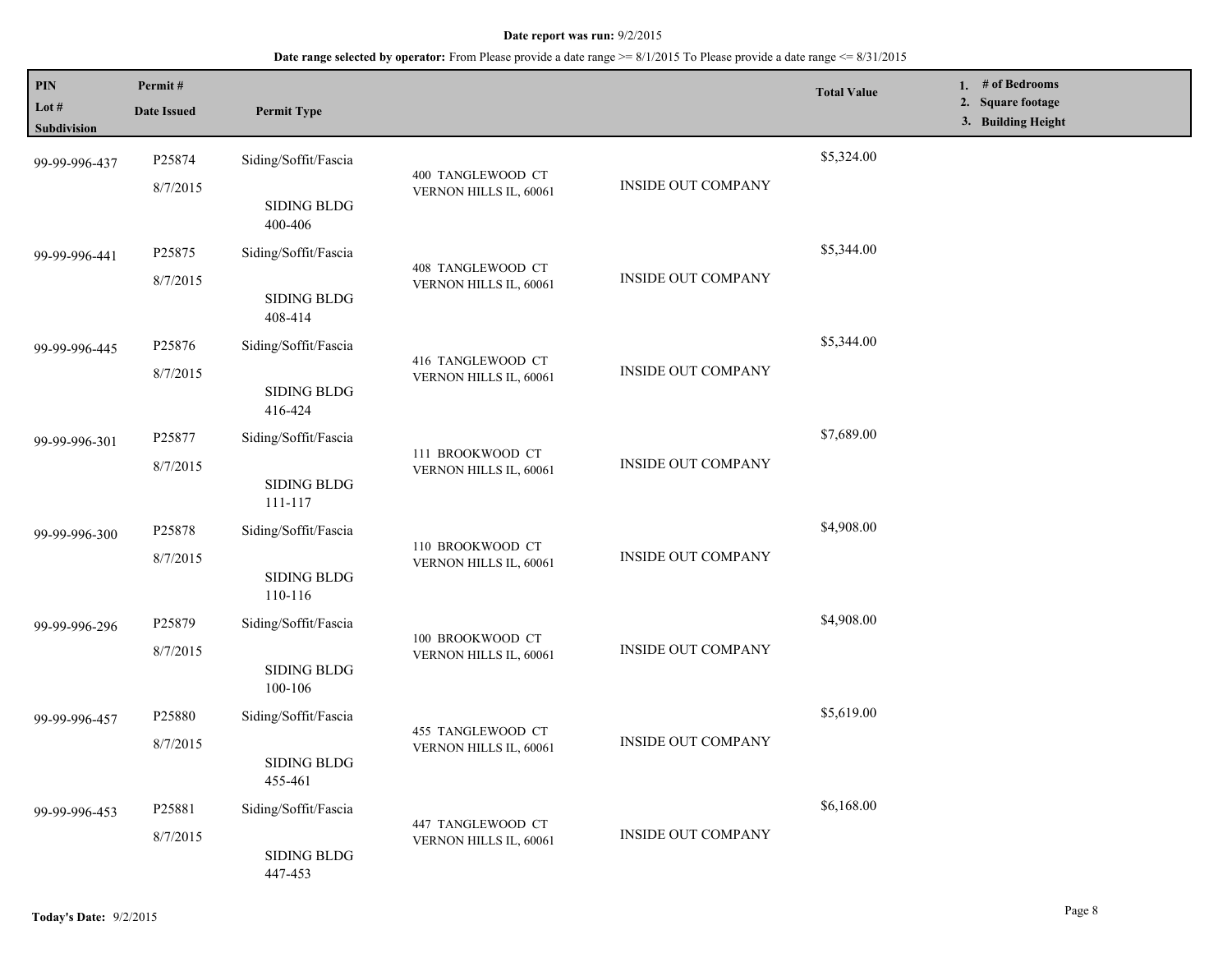**Date report was run:** 9/2/2015

**Date range selected by operator:** From Please provide a date range >= 8/1/2015 To Please provide a date range <= 8/31/2015

| PIN / Lot # / Subdivision | Permit # / Date Issued | Permit Type | | | Total Value | 1. # of Bedrooms 2. Square footage 3. Building Height |
|---|---|---|---|---|---|---|
| 99-99-996-437 | P25874 8/7/2015 | Siding/Soffit/Fascia SIDING BLDG 400-406 | 400 TANGLEWOOD CT VERNON HILLS IL, 60061 | INSIDE OUT COMPANY | $5,324.00 | |
| 99-99-996-441 | P25875 8/7/2015 | Siding/Soffit/Fascia SIDING BLDG 408-414 | 408 TANGLEWOOD CT VERNON HILLS IL, 60061 | INSIDE OUT COMPANY | $5,344.00 | |
| 99-99-996-445 | P25876 8/7/2015 | Siding/Soffit/Fascia SIDING BLDG 416-424 | 416 TANGLEWOOD CT VERNON HILLS IL, 60061 | INSIDE OUT COMPANY | $5,344.00 | |
| 99-99-996-301 | P25877 8/7/2015 | Siding/Soffit/Fascia SIDING BLDG 111-117 | 111 BROOKWOOD CT VERNON HILLS IL, 60061 | INSIDE OUT COMPANY | $7,689.00 | |
| 99-99-996-300 | P25878 8/7/2015 | Siding/Soffit/Fascia SIDING BLDG 110-116 | 110 BROOKWOOD CT VERNON HILLS IL, 60061 | INSIDE OUT COMPANY | $4,908.00 | |
| 99-99-996-296 | P25879 8/7/2015 | Siding/Soffit/Fascia SIDING BLDG 100-106 | 100 BROOKWOOD CT VERNON HILLS IL, 60061 | INSIDE OUT COMPANY | $4,908.00 | |
| 99-99-996-457 | P25880 8/7/2015 | Siding/Soffit/Fascia SIDING BLDG 455-461 | 455 TANGLEWOOD CT VERNON HILLS IL, 60061 | INSIDE OUT COMPANY | $5,619.00 | |
| 99-99-996-453 | P25881 8/7/2015 | Siding/Soffit/Fascia SIDING BLDG 447-453 | 447 TANGLEWOOD CT VERNON HILLS IL, 60061 | INSIDE OUT COMPANY | $6,168.00 | |

**Today's Date:** 9/2/2015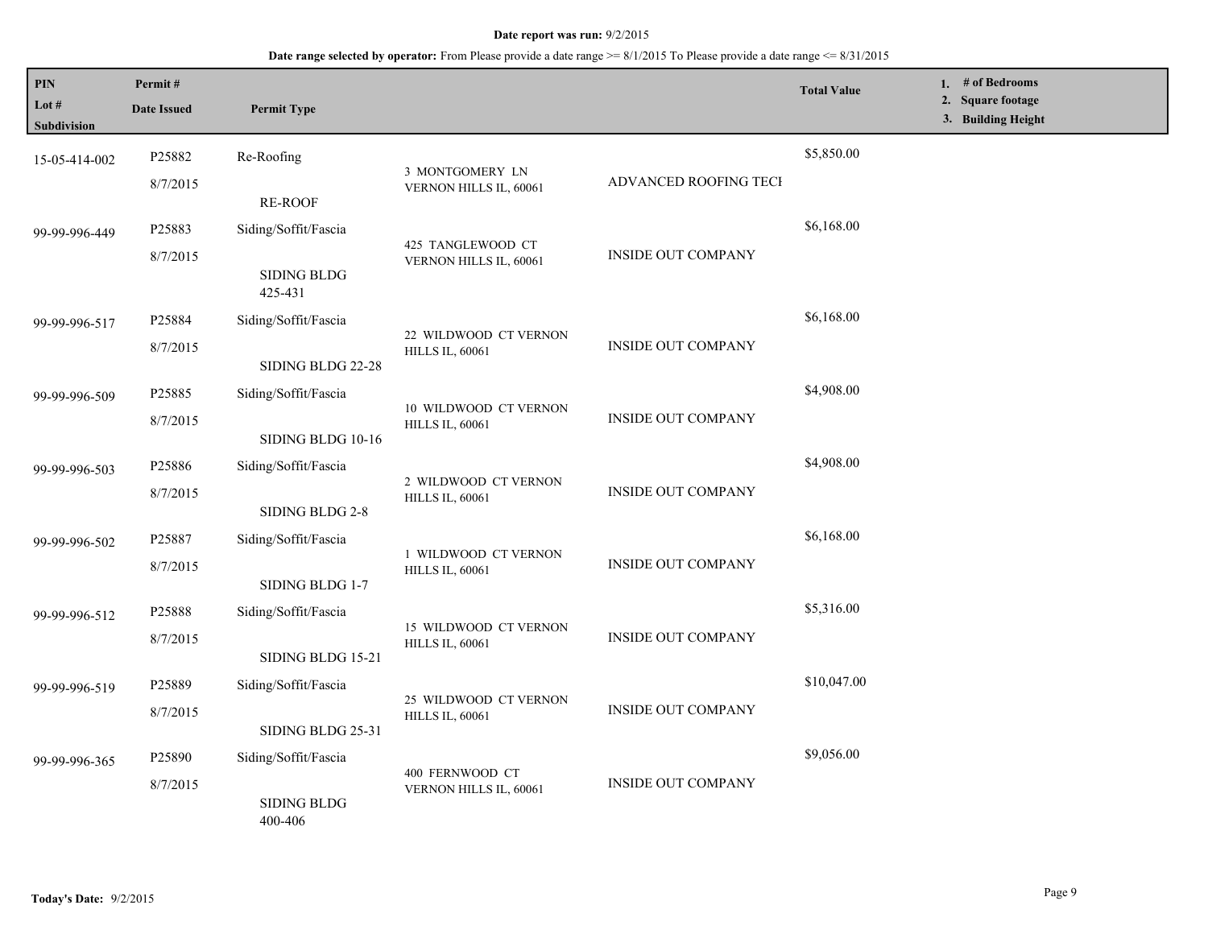**Date report was run:** 9/2/2015

**Date range selected by operator:** From Please provide a date range >= 8/1/2015 To Please provide a date range <= 8/31/2015

| PIN / Lot # / Subdivision | Permit # / Date Issued | Permit Type | | | Total Value | 1. # of Bedrooms 2. Square footage 3. Building Height |
|---|---|---|---|---|---|---|
| 15-05-414-002 | P25882 8/7/2015 | Re-Roofing RE-ROOF | 3 MONTGOMERY LN VERNON HILLS IL, 60061 | ADVANCED ROOFING TECH | $5,850.00 | |
| 99-99-996-449 | P25883 8/7/2015 | Siding/Soffit/Fascia SIDING BLDG 425-431 | 425 TANGLEWOOD CT VERNON HILLS IL, 60061 | INSIDE OUT COMPANY | $6,168.00 | |
| 99-99-996-517 | P25884 8/7/2015 | Siding/Soffit/Fascia SIDING BLDG 22-28 | 22 WILDWOOD CT VERNON HILLS IL, 60061 | INSIDE OUT COMPANY | $6,168.00 | |
| 99-99-996-509 | P25885 8/7/2015 | Siding/Soffit/Fascia SIDING BLDG 10-16 | 10 WILDWOOD CT VERNON HILLS IL, 60061 | INSIDE OUT COMPANY | $4,908.00 | |
| 99-99-996-503 | P25886 8/7/2015 | Siding/Soffit/Fascia SIDING BLDG 2-8 | 2 WILDWOOD CT VERNON HILLS IL, 60061 | INSIDE OUT COMPANY | $4,908.00 | |
| 99-99-996-502 | P25887 8/7/2015 | Siding/Soffit/Fascia SIDING BLDG 1-7 | 1 WILDWOOD CT VERNON HILLS IL, 60061 | INSIDE OUT COMPANY | $6,168.00 | |
| 99-99-996-512 | P25888 8/7/2015 | Siding/Soffit/Fascia SIDING BLDG 15-21 | 15 WILDWOOD CT VERNON HILLS IL, 60061 | INSIDE OUT COMPANY | $5,316.00 | |
| 99-99-996-519 | P25889 8/7/2015 | Siding/Soffit/Fascia SIDING BLDG 25-31 | 25 WILDWOOD CT VERNON HILLS IL, 60061 | INSIDE OUT COMPANY | $10,047.00 | |
| 99-99-996-365 | P25890 8/7/2015 | Siding/Soffit/Fascia SIDING BLDG 400-406 | 400 FERNWOOD CT VERNON HILLS IL, 60061 | INSIDE OUT COMPANY | $9,056.00 | |

**Today's Date:** 9/2/2015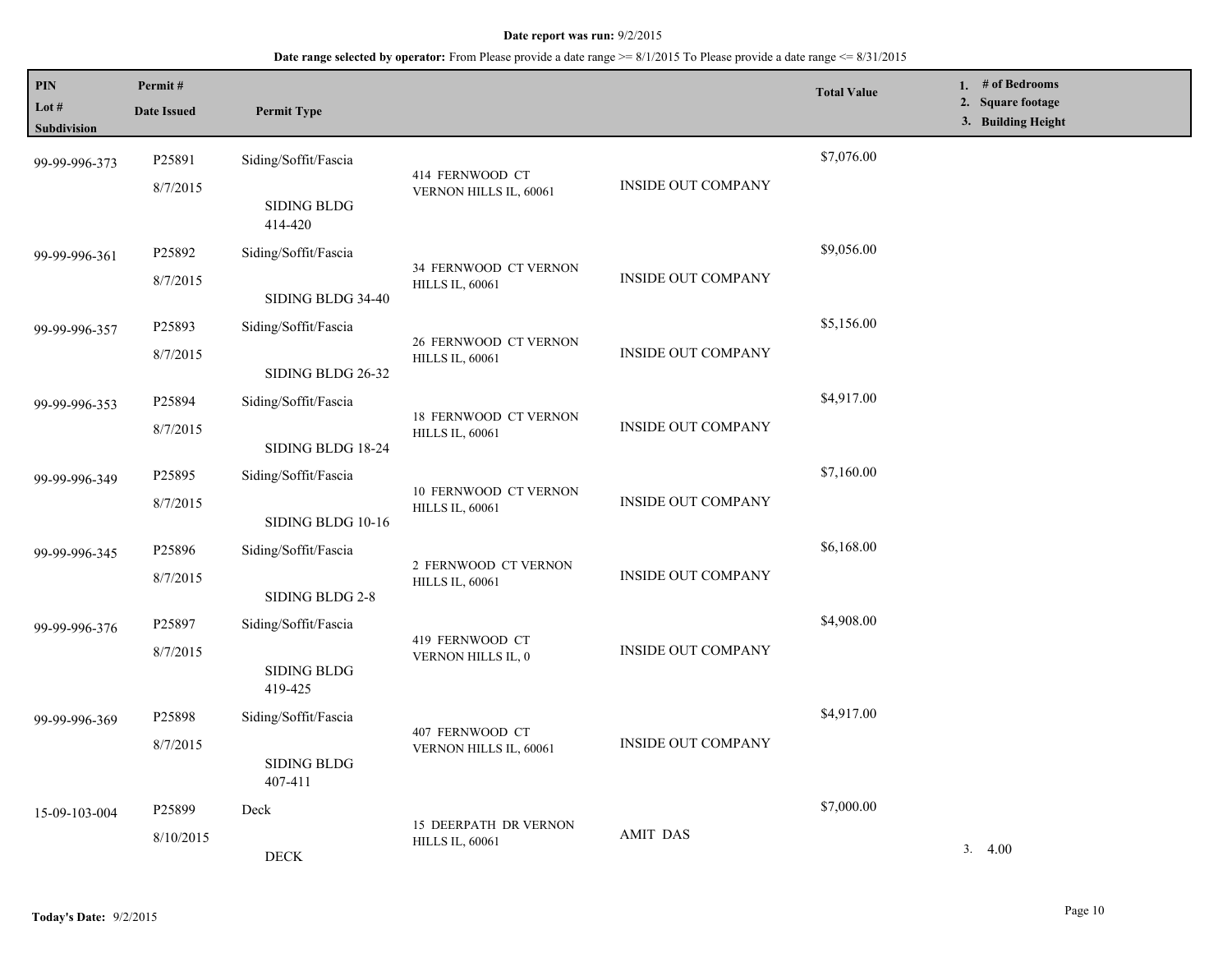**Date report was run:** 9/2/2015

**Date range selected by operator:** From Please provide a date range >= 8/1/2015 To Please provide a date range <= 8/31/2015

| PIN / Lot # / Subdivision | Permit # / Date Issued | Permit Type | | | Total Value | 1. # of Bedrooms 2. Square footage 3. Building Height |
|---|---|---|---|---|---|---|
| 99-99-996-373 | P25891 8/7/2015 | Siding/Soffit/Fascia SIDING BLDG 414-420 | 414 FERNWOOD CT VERNON HILLS IL, 60061 | INSIDE OUT COMPANY | $7,076.00 | |
| 99-99-996-361 | P25892 8/7/2015 | Siding/Soffit/Fascia SIDING BLDG 34-40 | 34 FERNWOOD CT VERNON HILLS IL, 60061 | INSIDE OUT COMPANY | $9,056.00 | |
| 99-99-996-357 | P25893 8/7/2015 | Siding/Soffit/Fascia SIDING BLDG 26-32 | 26 FERNWOOD CT VERNON HILLS IL, 60061 | INSIDE OUT COMPANY | $5,156.00 | |
| 99-99-996-353 | P25894 8/7/2015 | Siding/Soffit/Fascia SIDING BLDG 18-24 | 18 FERNWOOD CT VERNON HILLS IL, 60061 | INSIDE OUT COMPANY | $4,917.00 | |
| 99-99-996-349 | P25895 8/7/2015 | Siding/Soffit/Fascia SIDING BLDG 10-16 | 10 FERNWOOD CT VERNON HILLS IL, 60061 | INSIDE OUT COMPANY | $7,160.00 | |
| 99-99-996-345 | P25896 8/7/2015 | Siding/Soffit/Fascia SIDING BLDG 2-8 | 2 FERNWOOD CT VERNON HILLS IL, 60061 | INSIDE OUT COMPANY | $6,168.00 | |
| 99-99-996-376 | P25897 8/7/2015 | Siding/Soffit/Fascia SIDING BLDG 419-425 | 419 FERNWOOD CT VERNON HILLS IL, 0 | INSIDE OUT COMPANY | $4,908.00 | |
| 99-99-996-369 | P25898 8/7/2015 | Siding/Soffit/Fascia SIDING BLDG 407-411 | 407 FERNWOOD CT VERNON HILLS IL, 60061 | INSIDE OUT COMPANY | $4,917.00 | |
| 15-09-103-004 | P25899 8/10/2015 | Deck DECK | 15 DEERPATH DR VERNON HILLS IL, 60061 | AMIT DAS | $7,000.00 | 3. 4.00 |

**Today's Date:** 9/2/2015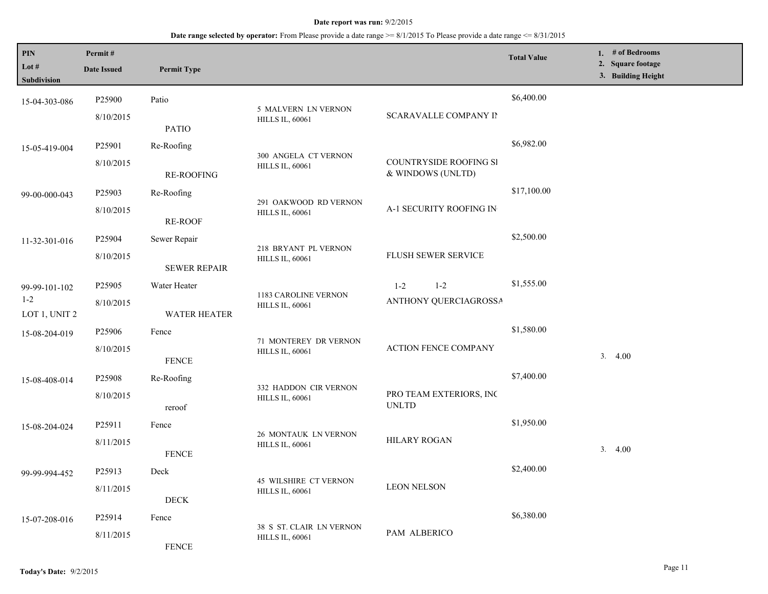**Date report was run:** 9/2/2015

**Date range selected by operator:** From Please provide a date range >= 8/1/2015 To Please provide a date range <= 8/31/2015

| PIN / Lot # / Subdivision | Permit # / Date Issued | Permit Type | Address | Contractor | Total Value | 1. # of Bedrooms 2. Square footage 3. Building Height |
|---|---|---|---|---|---|---|
| 15-04-303-086 | P25900 8/10/2015 | Patio PATIO | 5 MALVERN LN VERNON HILLS IL, 60061 | SCARAVALLE COMPANY IN | $6,400.00 | |
| 15-05-419-004 | P25901 8/10/2015 | Re-Roofing RE-ROOFING | 300 ANGELA CT VERNON HILLS IL, 60061 | COUNTRYSIDE ROOFING SI & WINDOWS (UNLTD) | $6,982.00 | |
| 99-00-000-043 | P25903 8/10/2015 | Re-Roofing RE-ROOF | 291 OAKWOOD RD VERNON HILLS IL, 60061 | A-1 SECURITY ROOFING IN | $17,100.00 | |
| 11-32-301-016 | P25904 8/10/2015 | Sewer Repair SEWER REPAIR | 218 BRYANT PL VERNON HILLS IL, 60061 | FLUSH SEWER SERVICE | $2,500.00 | |
| 99-99-101-102 1-2 LOT 1, UNIT 2 | P25905 8/10/2015 | Water Heater WATER HEATER | 1183 CAROLINE VERNON HILLS IL, 60061 | 1-2 1-2 ANTHONY QUERCIAGROSSA | $1,555.00 | |
| 15-08-204-019 | P25906 8/10/2015 | Fence FENCE | 71 MONTEREY DR VERNON HILLS IL, 60061 | ACTION FENCE COMPANY | $1,580.00 | 3. 4.00 |
| 15-08-408-014 | P25908 8/10/2015 | Re-Roofing reroof | 332 HADDON CIR VERNON HILLS IL, 60061 | PRO TEAM EXTERIORS, INC UNLTD | $7,400.00 | |
| 15-08-204-024 | P25911 8/11/2015 | Fence FENCE | 26 MONTAUK LN VERNON HILLS IL, 60061 | HILARY ROGAN | $1,950.00 | 3. 4.00 |
| 99-99-994-452 | P25913 8/11/2015 | Deck DECK | 45 WILSHIRE CT VERNON HILLS IL, 60061 | LEON NELSON | $2,400.00 | |
| 15-07-208-016 | P25914 8/11/2015 | Fence FENCE | 38 S ST. CLAIR LN VERNON HILLS IL, 60061 | PAM ALBERICO | $6,380.00 | |

**Today's Date:** 9/2/2015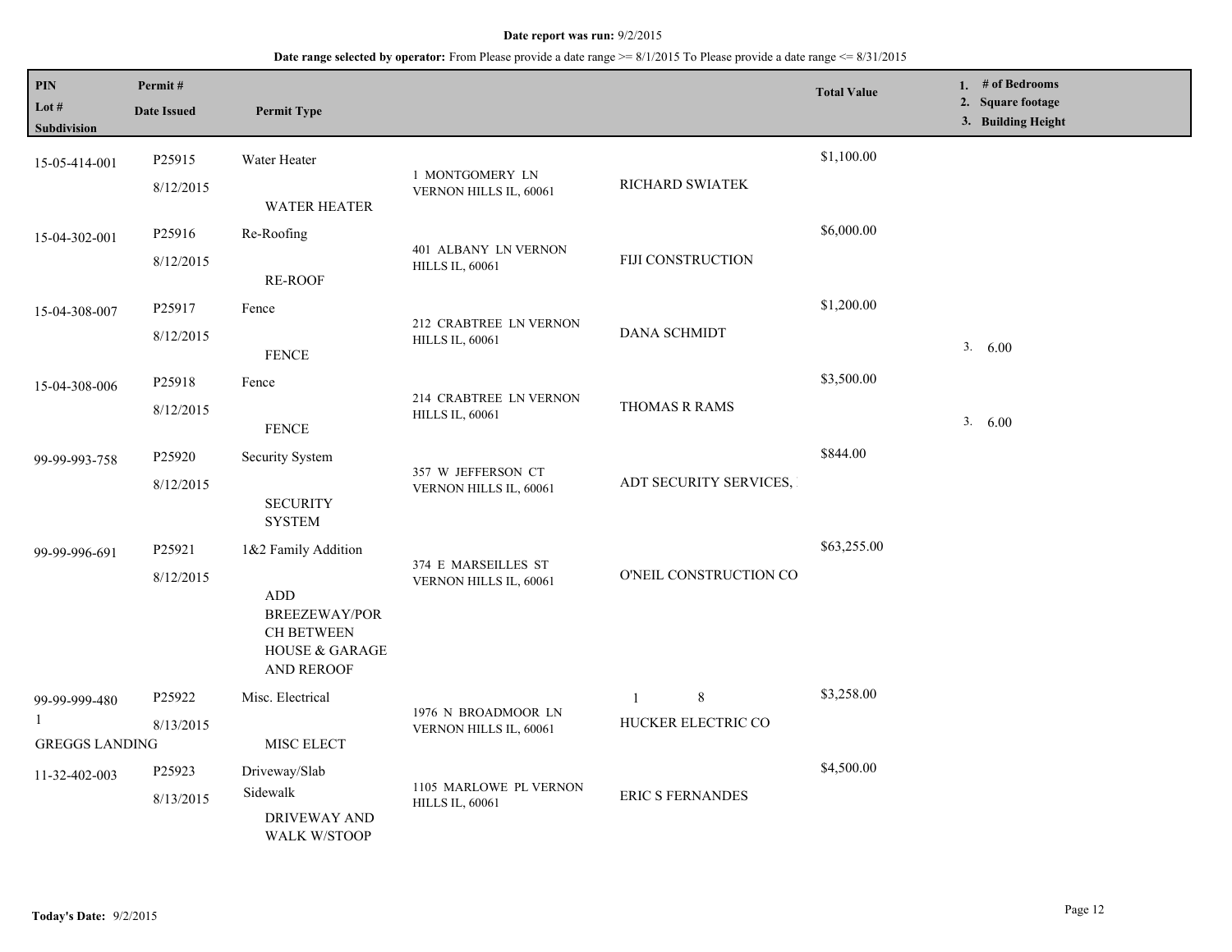**Date report was run:** 9/2/2015

**Date range selected by operator:** From Please provide a date range >= 8/1/2015 To Please provide a date range <= 8/31/2015

| PIN / Lot # / Subdivision | Permit # / Date Issued | Permit Type | | | Total Value | 1. # of Bedrooms 2. Square footage 3. Building Height |
|---|---|---|---|---|---|---|
| 15-05-414-001 | P25915 8/12/2015 | Water Heater WATER HEATER | 1 MONTGOMERY LN VERNON HILLS IL, 60061 | RICHARD SWIATEK | $1,100.00 | |
| 15-04-302-001 | P25916 8/12/2015 | Re-Roofing RE-ROOF | 401 ALBANY LN VERNON HILLS IL, 60061 | FIJI CONSTRUCTION | $6,000.00 | |
| 15-04-308-007 | P25917 8/12/2015 | Fence FENCE | 212 CRABTREE LN VERNON HILLS IL, 60061 | DANA SCHMIDT | $1,200.00 | 3. 6.00 |
| 15-04-308-006 | P25918 8/12/2015 | Fence FENCE | 214 CRABTREE LN VERNON HILLS IL, 60061 | THOMAS R RAMS | $3,500.00 | 3. 6.00 |
| 99-99-993-758 | P25920 8/12/2015 | Security System SECURITY SYSTEM | 357 W JEFFERSON CT VERNON HILLS IL, 60061 | ADT SECURITY SERVICES, | $844.00 | |
| 99-99-996-691 | P25921 8/12/2015 | 1&2 Family Addition ADD BREEZEWAY/PORCH BETWEEN HOUSE & GARAGE AND REROOF | 374 E MARSEILLES ST VERNON HILLS IL, 60061 | O'NEIL CONSTRUCTION CO | $63,255.00 | |
| 99-99-999-480 1 GREGGS LANDING | P25922 8/13/2015 | Misc. Electrical MISC ELECT | 1976 N BROADMOOR LN VERNON HILLS IL, 60061 | 1 8 HUCKER ELECTRIC CO | $3,258.00 | |
| 11-32-402-003 | P25923 8/13/2015 | Driveway/Slab Sidewalk DRIVEWAY AND WALK W/STOOP | 1105 MARLOWE PL VERNON HILLS IL, 60061 | ERIC S FERNANDES | $4,500.00 | |

**Today's Date:** 9/2/2015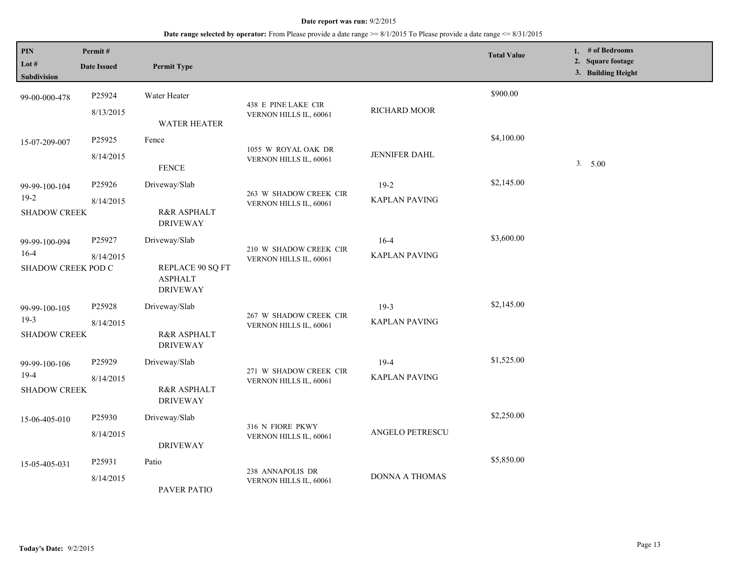**Date report was run:** 9/2/2015

**Date range selected by operator:** From Please provide a date range >= 8/1/2015 To Please provide a date range <= 8/31/2015

| PIN / Lot # / Subdivision | Permit # / Date Issued | Permit Type | | | Total Value | 1. # of Bedrooms 2. Square footage 3. Building Height |
|---|---|---|---|---|---|---|
| 99-00-000-478 | P25924 8/13/2015 | Water Heater WATER HEATER | 438 E PINE LAKE CIR VERNON HILLS IL, 60061 | RICHARD MOOR | $900.00 | |
| 15-07-209-007 | P25925 8/14/2015 | Fence FENCE | 1055 W ROYAL OAK DR VERNON HILLS IL, 60061 | JENNIFER DAHL | $4,100.00 | 3. 5.00 |
| 99-99-100-104 19-2 SHADOW CREEK | P25926 8/14/2015 | Driveway/Slab R&R ASPHALT DRIVEWAY | 263 W SHADOW CREEK CIR VERNON HILLS IL, 60061 | 19-2 KAPLAN PAVING | $2,145.00 | |
| 99-99-100-094 16-4 SHADOW CREEK POD C | P25927 8/14/2015 | Driveway/Slab REPLACE 90 SQ FT ASPHALT DRIVEWAY | 210 W SHADOW CREEK CIR VERNON HILLS IL, 60061 | 16-4 KAPLAN PAVING | $3,600.00 | |
| 99-99-100-105 19-3 SHADOW CREEK | P25928 8/14/2015 | Driveway/Slab R&R ASPHALT DRIVEWAY | 267 W SHADOW CREEK CIR VERNON HILLS IL, 60061 | 19-3 KAPLAN PAVING | $2,145.00 | |
| 99-99-100-106 19-4 SHADOW CREEK | P25929 8/14/2015 | Driveway/Slab R&R ASPHALT DRIVEWAY | 271 W SHADOW CREEK CIR VERNON HILLS IL, 60061 | 19-4 KAPLAN PAVING | $1,525.00 | |
| 15-06-405-010 | P25930 8/14/2015 | Driveway/Slab DRIVEWAY | 316 N FIORE PKWY VERNON HILLS IL, 60061 | ANGELO PETRESCU | $2,250.00 | |
| 15-05-405-031 | P25931 8/14/2015 | Patio PAVER PATIO | 238 ANNAPOLIS DR VERNON HILLS IL, 60061 | DONNA A THOMAS | $5,850.00 | |

**Today's Date:** 9/2/2015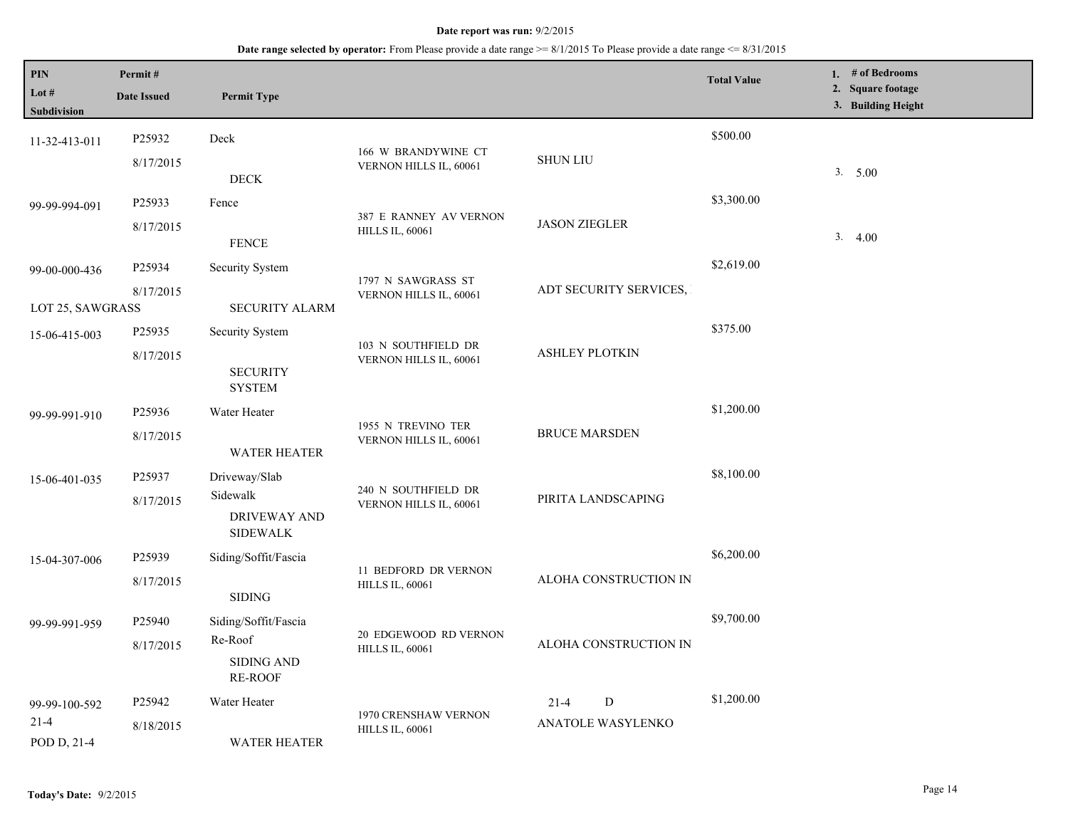**Date report was run:** 9/2/2015

**Date range selected by operator:** From Please provide a date range >= 8/1/2015 To Please provide a date range <= 8/31/2015

| PIN / Lot # / Subdivision | Permit # / Date Issued | Permit Type | | | Total Value | 1. # of Bedrooms 2. Square footage 3. Building Height |
|---|---|---|---|---|---|---|
| 11-32-413-011 | P25932 8/17/2015 | Deck DECK | 166 W BRANDYWINE CT VERNON HILLS IL, 60061 | SHUN LIU | $500.00 | 3. 5.00 |
| 99-99-994-091 | P25933 8/17/2015 | Fence FENCE | 387 E RANNEY AV VERNON HILLS IL, 60061 | JASON ZIEGLER | $3,300.00 | 3. 4.00 |
| 99-00-000-436 LOT 25, SAWGRASS | P25934 8/17/2015 | Security System SECURITY ALARM | 1797 N SAWGRASS ST VERNON HILLS IL, 60061 | ADT SECURITY SERVICES, | $2,619.00 | |
| 15-06-415-003 | P25935 8/17/2015 | Security System SECURITY SYSTEM | 103 N SOUTHFIELD DR VERNON HILLS IL, 60061 | ASHLEY PLOTKIN | $375.00 | |
| 99-99-991-910 | P25936 8/17/2015 | Water Heater WATER HEATER | 1955 N TREVINO TER VERNON HILLS IL, 60061 | BRUCE MARSDEN | $1,200.00 | |
| 15-06-401-035 | P25937 8/17/2015 | Driveway/Slab Sidewalk DRIVEWAY AND SIDEWALK | 240 N SOUTHFIELD DR VERNON HILLS IL, 60061 | PIRITA LANDSCAPING | $8,100.00 | |
| 15-04-307-006 | P25939 8/17/2015 | Siding/Soffit/Fascia SIDING | 11 BEDFORD DR VERNON HILLS IL, 60061 | ALOHA CONSTRUCTION IN | $6,200.00 | |
| 99-99-991-959 | P25940 8/17/2015 | Siding/Soffit/Fascia Re-Roof SIDING AND RE-ROOF | 20 EDGEWOOD RD VERNON HILLS IL, 60061 | ALOHA CONSTRUCTION IN | $9,700.00 | |
| 99-99-100-592 21-4 POD D, 21-4 | P25942 8/18/2015 | Water Heater WATER HEATER | 1970 CRENSHAW VERNON HILLS IL, 60061 | 21-4 D ANATOLE WASYLENKO | $1,200.00 | |

**Today's Date:** 9/2/2015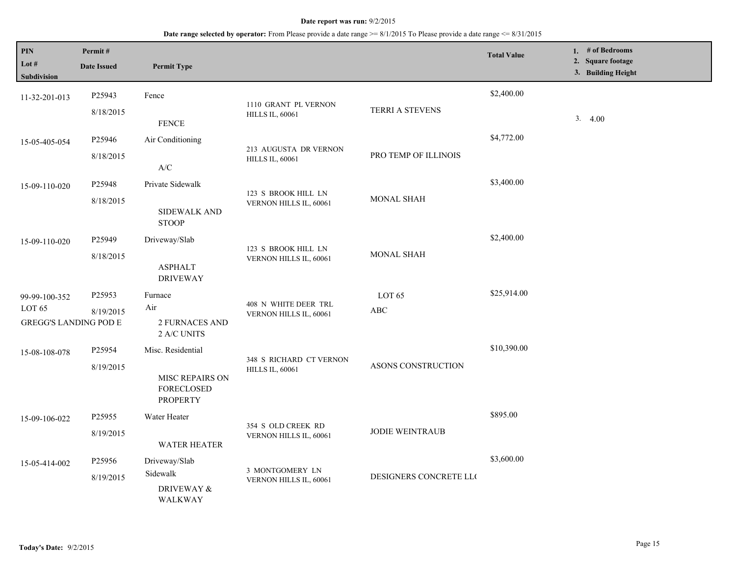**Date report was run:** 9/2/2015

**Date range selected by operator:** From Please provide a date range >= 8/1/2015 To Please provide a date range <= 8/31/2015

| PIN / Lot # / Subdivision | Permit # / Date Issued | Permit Type | Address | Name | Total Value | 1. # of Bedrooms 2. Square footage 3. Building Height |
|---|---|---|---|---|---|---|
| 11-32-201-013 | P25943 8/18/2015 | Fence FENCE | 1110 GRANT PL VERNON HILLS IL, 60061 | TERRI A STEVENS | $2,400.00 | 3. 4.00 |
| 15-05-405-054 | P25946 8/18/2015 | Air Conditioning A/C | 213 AUGUSTA DR VERNON HILLS IL, 60061 | PRO TEMP OF ILLINOIS | $4,772.00 | |
| 15-09-110-020 | P25948 8/18/2015 | Private Sidewalk SIDEWALK AND STOOP | 123 S BROOK HILL LN VERNON HILLS IL, 60061 | MONAL SHAH | $3,400.00 | |
| 15-09-110-020 | P25949 8/18/2015 | Driveway/Slab ASPHALT DRIVEWAY | 123 S BROOK HILL LN VERNON HILLS IL, 60061 | MONAL SHAH | $2,400.00 | |
| 99-99-100-352 LOT 65 GREGG'S LANDING POD E | P25953 8/19/2015 | Furnace Air 2 FURNACES AND 2 A/C UNITS | 408 N WHITE DEER TRL VERNON HILLS IL, 60061 | LOT 65 ABC | $25,914.00 | |
| 15-08-108-078 | P25954 8/19/2015 | Misc. Residential MISC REPAIRS ON FORECLOSED PROPERTY | 348 S RICHARD CT VERNON HILLS IL, 60061 | ASONS CONSTRUCTION | $10,390.00 | |
| 15-09-106-022 | P25955 8/19/2015 | Water Heater WATER HEATER | 354 S OLD CREEK RD VERNON HILLS IL, 60061 | JODIE WEINTRAUB | $895.00 | |
| 15-05-414-002 | P25956 8/19/2015 | Driveway/Slab Sidewalk DRIVEWAY & WALKWAY | 3 MONTGOMERY LN VERNON HILLS IL, 60061 | DESIGNERS CONCRETE LL( | $3,600.00 | |

**Today's Date:** 9/2/2015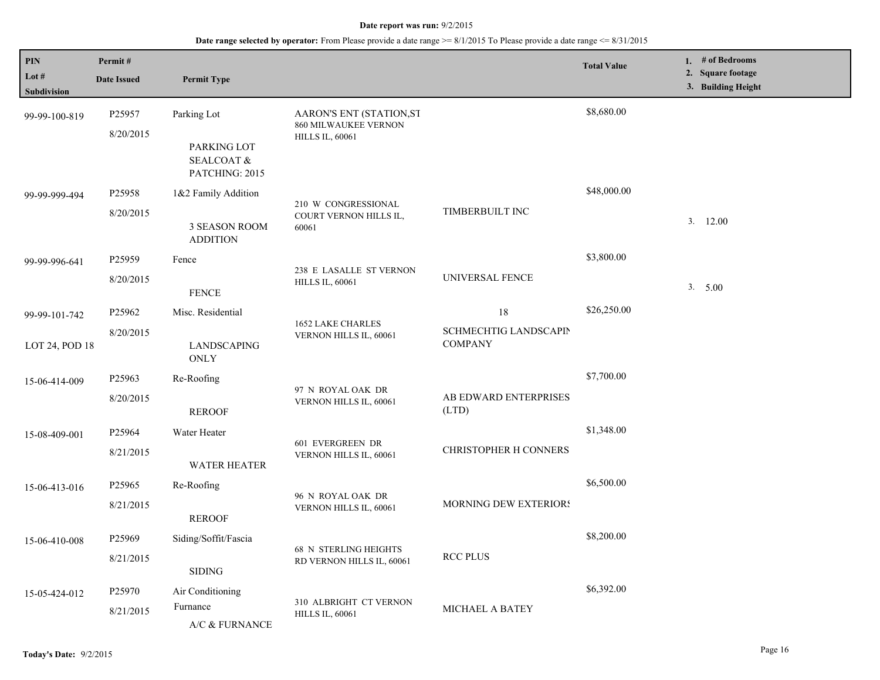**Date report was run:** 9/2/2015

**Date range selected by operator:** From Please provide a date range >= 8/1/2015 To Please provide a date range <= 8/31/2015

| PIN / Lot # / Subdivision | Permit # / Date Issued | Permit Type | | | Total Value | 1. # of Bedrooms 2. Square footage 3. Building Height |
|---|---|---|---|---|---|---|
| 99-99-100-819 | P25957 8/20/2015 | Parking Lot PARKING LOT SEALCOAT & PATCHING: 2015 | AARON'S ENT (STATION,ST 860 MILWAUKEE VERNON HILLS IL, 60061 | | $8,680.00 | |
| 99-99-999-494 | P25958 8/20/2015 | 1&2 Family Addition 3 SEASON ROOM ADDITION | 210 W CONGRESSIONAL COURT VERNON HILLS IL, 60061 | TIMBERBUILT INC | $48,000.00 | 3. 12.00 |
| 99-99-996-641 | P25959 8/20/2015 | Fence FENCE | 238 E LASALLE ST VERNON HILLS IL, 60061 | UNIVERSAL FENCE | $3,800.00 | 3. 5.00 |
| 99-99-101-742 LOT 24, POD 18 | P25962 8/20/2015 | Misc. Residential LANDSCAPING ONLY | 1652 LAKE CHARLES VERNON HILLS IL, 60061 | 18 SCHMECHTIG LANDSCAPIN COMPANY | $26,250.00 | |
| 15-06-414-009 | P25963 8/20/2015 | Re-Roofing REROOF | 97 N ROYAL OAK DR VERNON HILLS IL, 60061 | AB EDWARD ENTERPRISES (LTD) | $7,700.00 | |
| 15-08-409-001 | P25964 8/21/2015 | Water Heater WATER HEATER | 601 EVERGREEN DR VERNON HILLS IL, 60061 | CHRISTOPHER H CONNERS | $1,348.00 | |
| 15-06-413-016 | P25965 8/21/2015 | Re-Roofing REROOF | 96 N ROYAL OAK DR VERNON HILLS IL, 60061 | MORNING DEW EXTERIORS | $6,500.00 | |
| 15-06-410-008 | P25969 8/21/2015 | Siding/Soffit/Fascia SIDING | 68 N STERLING HEIGHTS RD VERNON HILLS IL, 60061 | RCC PLUS | $8,200.00 | |
| 15-05-424-012 | P25970 8/21/2015 | Air Conditioning Furnance A/C & FURNANCE | 310 ALBRIGHT CT VERNON HILLS IL, 60061 | MICHAEL A BATEY | $6,392.00 | |

**Today's Date:** 9/2/2015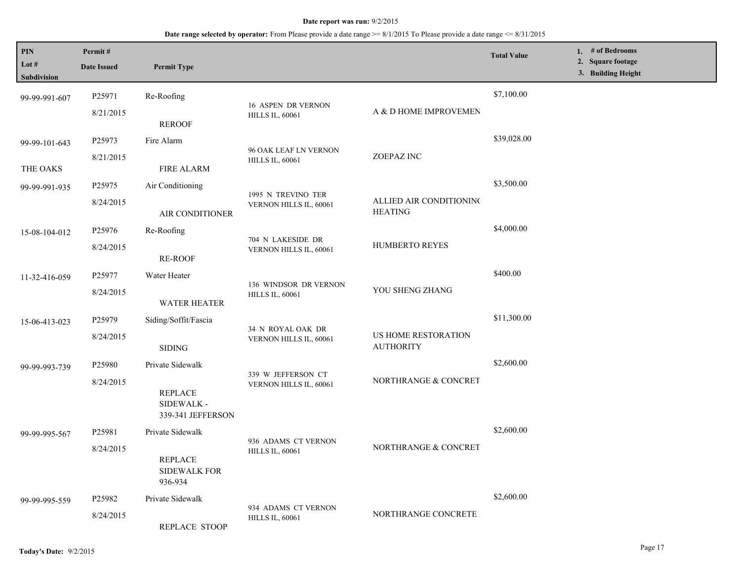**Date report was run:** 9/2/2015

**Date range selected by operator:** From Please provide a date range >= 8/1/2015 To Please provide a date range <= 8/31/2015

| PIN / Lot # / Subdivision | Permit # / Date Issued | Permit Type | | | Total Value | 1. # of Bedrooms 2. Square footage 3. Building Height |
|---|---|---|---|---|---|---|
| 99-99-991-607 | P25971 8/21/2015 | Re-Roofing REROOF | 16 ASPEN DR VERNON HILLS IL, 60061 | A & D HOME IMPROVEMEN | $7,100.00 | |
| 99-99-101-643 THE OAKS | P25973 8/21/2015 | Fire Alarm FIRE ALARM | 96 OAK LEAF LN VERNON HILLS IL, 60061 | ZOEPAZ INC | $39,028.00 | |
| 99-99-991-935 | P25975 8/24/2015 | Air Conditioning AIR CONDITIONER | 1995 N TREVINO TER VERNON HILLS IL, 60061 | ALLIED AIR CONDITIONINC HEATING | $3,500.00 | |
| 15-08-104-012 | P25976 8/24/2015 | Re-Roofing RE-ROOF | 704 N LAKESIDE DR VERNON HILLS IL, 60061 | HUMBERTO REYES | $4,000.00 | |
| 11-32-416-059 | P25977 8/24/2015 | Water Heater WATER HEATER | 136 WINDSOR DR VERNON HILLS IL, 60061 | YOU SHENG ZHANG | $400.00 | |
| 15-06-413-023 | P25979 8/24/2015 | Siding/Soffit/Fascia SIDING | 34 N ROYAL OAK DR VERNON HILLS IL, 60061 | US HOME RESTORATION AUTHORITY | $11,300.00 | |
| 99-99-993-739 | P25980 8/24/2015 | Private Sidewalk REPLACE SIDEWALK - 339-341 JEFFERSON | 339 W JEFFERSON CT VERNON HILLS IL, 60061 | NORTHRANGE & CONCRET | $2,600.00 | |
| 99-99-995-567 | P25981 8/24/2015 | Private Sidewalk REPLACE SIDEWALK FOR 936-934 | 936 ADAMS CT VERNON HILLS IL, 60061 | NORTHRANGE & CONCRET | $2,600.00 | |
| 99-99-995-559 | P25982 8/24/2015 | Private Sidewalk REPLACE STOOP | 934 ADAMS CT VERNON HILLS IL, 60061 | NORTHRANGE CONCRETE | $2,600.00 | |

**Today's Date:** 9/2/2015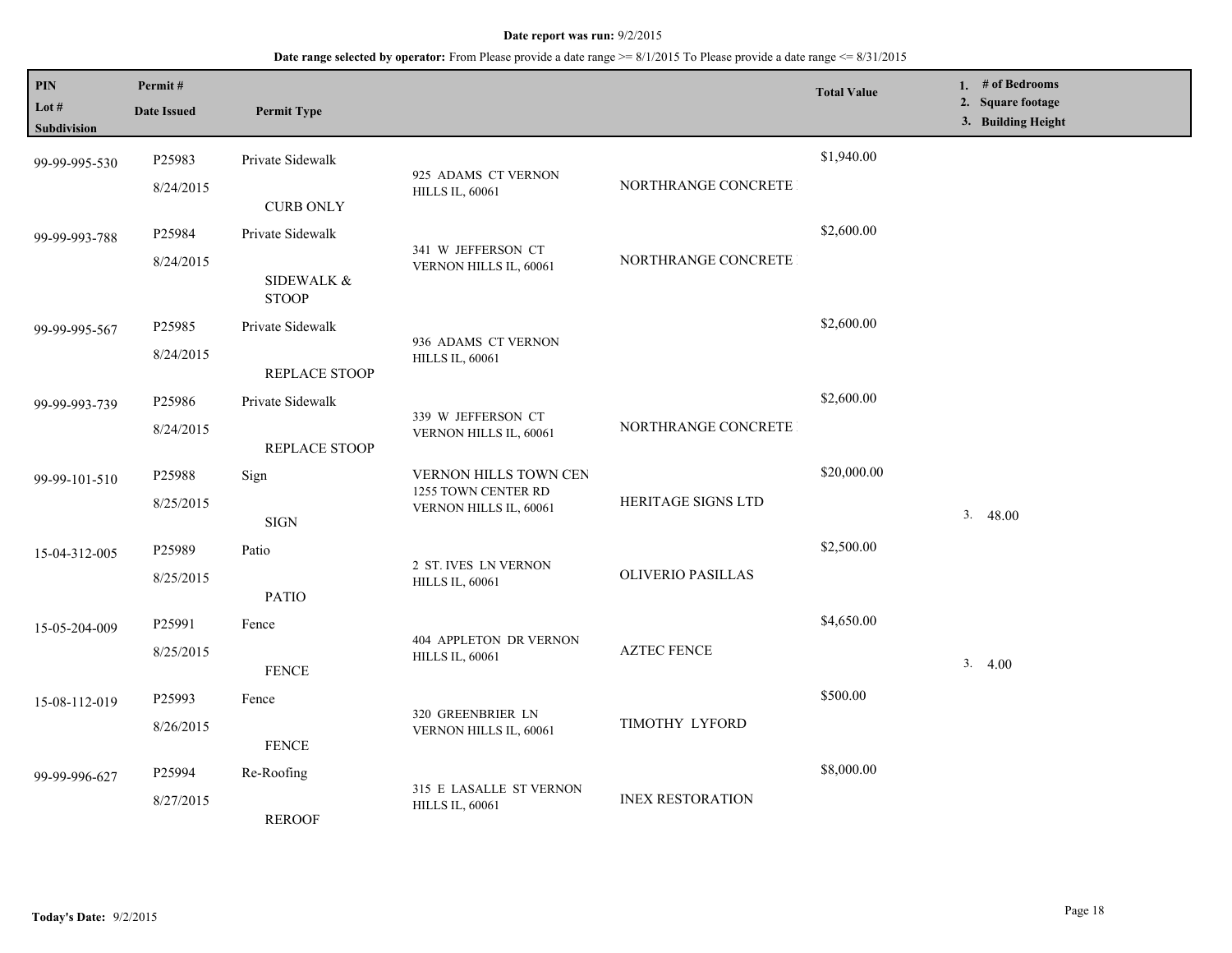**Date report was run:** 9/2/2015

**Date range selected by operator:** From Please provide a date range >= 8/1/2015 To Please provide a date range <= 8/31/2015

| PIN<br>Lot #<br>Subdivision | Permit #<br>Date Issued | Permit Type | | | Total Value | 1. # of Bedrooms<br>2. Square footage<br>3. Building Height |
|---|---|---|---|---|---|---|
| 99-99-995-530 | P25983<br>8/24/2015 | Private Sidewalk<br>CURB ONLY | 925 ADAMS CT VERNON HILLS IL, 60061 | NORTHRANGE CONCRETE | $1,940.00 | |
| 99-99-993-788 | P25984<br>8/24/2015 | Private Sidewalk<br>SIDEWALK & STOOP | 341 W JEFFERSON CT VERNON HILLS IL, 60061 | NORTHRANGE CONCRETE | $2,600.00 | |
| 99-99-995-567 | P25985<br>8/24/2015 | Private Sidewalk<br>REPLACE STOOP | 936 ADAMS CT VERNON HILLS IL, 60061 | | $2,600.00 | |
| 99-99-993-739 | P25986<br>8/24/2015 | Private Sidewalk<br>REPLACE STOOP | 339 W JEFFERSON CT VERNON HILLS IL, 60061 | NORTHRANGE CONCRETE | $2,600.00 | |
| 99-99-101-510 | P25988<br>8/25/2015 | Sign<br>SIGN | VERNON HILLS TOWN CEN<br>1255 TOWN CENTER RD VERNON HILLS IL, 60061 | HERITAGE SIGNS LTD | $20,000.00 | 3. 48.00 |
| 15-04-312-005 | P25989<br>8/25/2015 | Patio<br>PATIO | 2 ST. IVES LN VERNON HILLS IL, 60061 | OLIVERIO PASILLAS | $2,500.00 | |
| 15-05-204-009 | P25991<br>8/25/2015 | Fence<br>FENCE | 404 APPLETON DR VERNON HILLS IL, 60061 | AZTEC FENCE | $4,650.00 | 3. 4.00 |
| 15-08-112-019 | P25993<br>8/26/2015 | Fence<br>FENCE | 320 GREENBRIER LN VERNON HILLS IL, 60061 | TIMOTHY LYFORD | $500.00 | |
| 99-99-996-627 | P25994<br>8/27/2015 | Re-Roofing<br>REROOF | 315 E LASALLE ST VERNON HILLS IL, 60061 | INEX RESTORATION | $8,000.00 | |

**Today's Date:** 9/2/2015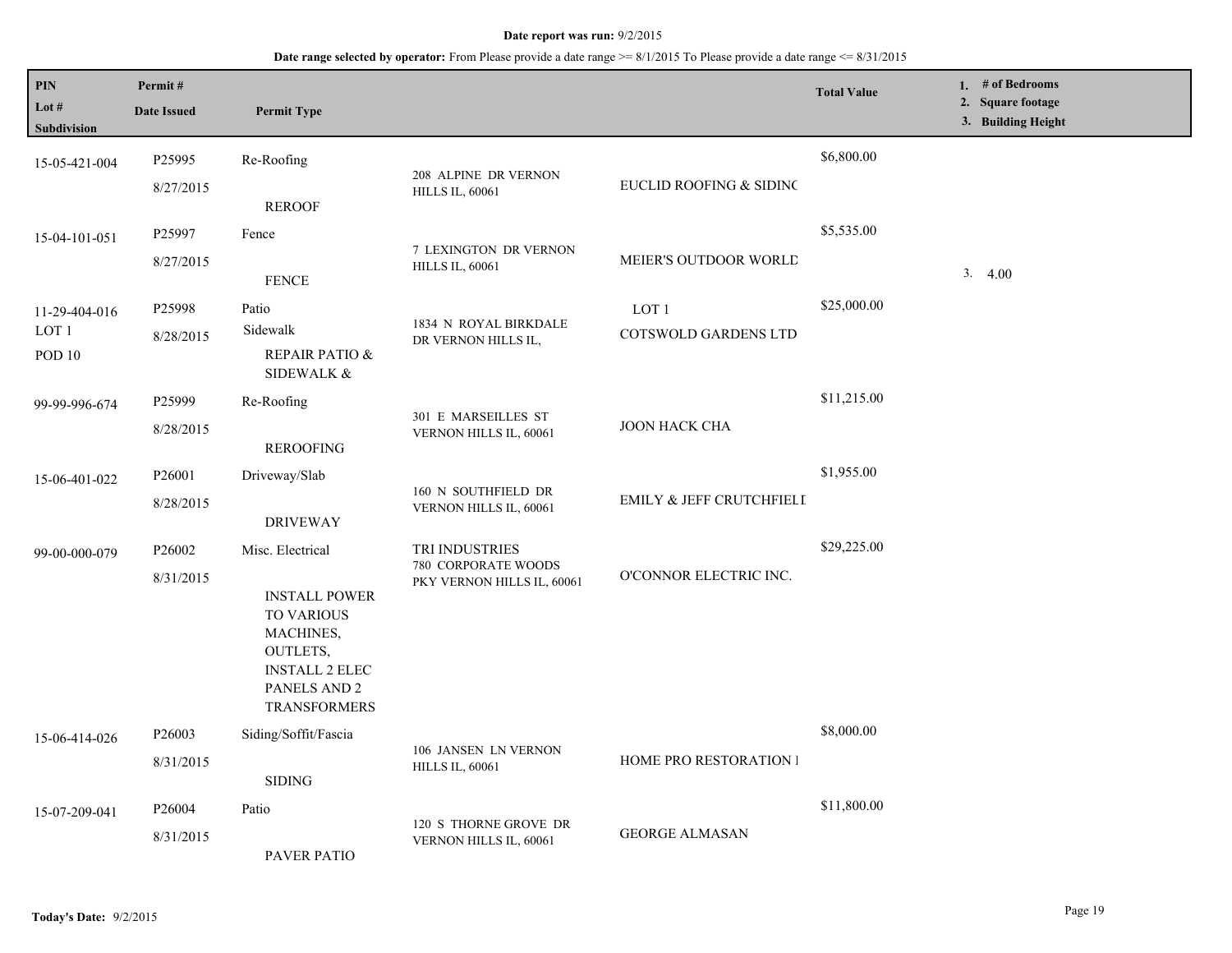**Date report was run:** 9/2/2015

**Date range selected by operator:** From Please provide a date range >= 8/1/2015 To Please provide a date range <= 8/31/2015

| PIN / Lot # / Subdivision | Permit # / Date Issued | Permit Type | | | Total Value | 1. # of Bedrooms 2. Square footage 3. Building Height |
|---|---|---|---|---|---|---|
| 15-05-421-004 | P25995 8/27/2015 | Re-Roofing REROOF | 208 ALPINE DR VERNON HILLS IL, 60061 | EUCLID ROOFING & SIDINC | $6,800.00 | |
| 15-04-101-051 | P25997 8/27/2015 | Fence FENCE | 7 LEXINGTON DR VERNON HILLS IL, 60061 | MEIER'S OUTDOOR WORLD | $5,535.00 | 3. 4.00 |
| 11-29-404-016 LOT 1 POD 10 | P25998 8/28/2015 | Patio Sidewalk REPAIR PATIO & SIDEWALK & | 1834 N ROYAL BIRKDALE DR VERNON HILLS IL, | LOT 1 COTSWOLD GARDENS LTD | $25,000.00 | |
| 99-99-996-674 | P25999 8/28/2015 | Re-Roofing REROOFING | 301 E MARSEILLES ST VERNON HILLS IL, 60061 | JOON HACK CHA | $11,215.00 | |
| 15-06-401-022 | P26001 8/28/2015 | Driveway/Slab DRIVEWAY | 160 N SOUTHFIELD DR VERNON HILLS IL, 60061 | EMILY & JEFF CRUTCHFIELI | $1,955.00 | |
| 99-00-000-079 | P26002 8/31/2015 | Misc. Electrical INSTALL POWER TO VARIOUS MACHINES, OUTLETS, INSTALL 2 ELEC PANELS AND 2 TRANSFORMERS | TRI INDUSTRIES 780 CORPORATE WOODS PKY VERNON HILLS IL, 60061 | O'CONNOR ELECTRIC INC. | $29,225.00 | |
| 15-06-414-026 | P26003 8/31/2015 | Siding/Soffit/Fascia SIDING | 106 JANSEN LN VERNON HILLS IL, 60061 | HOME PRO RESTORATION I | $8,000.00 | |
| 15-07-209-041 | P26004 8/31/2015 | Patio PAVER PATIO | 120 S THORNE GROVE DR VERNON HILLS IL, 60061 | GEORGE ALMASAN | $11,800.00 | |

**Today's Date:** 9/2/2015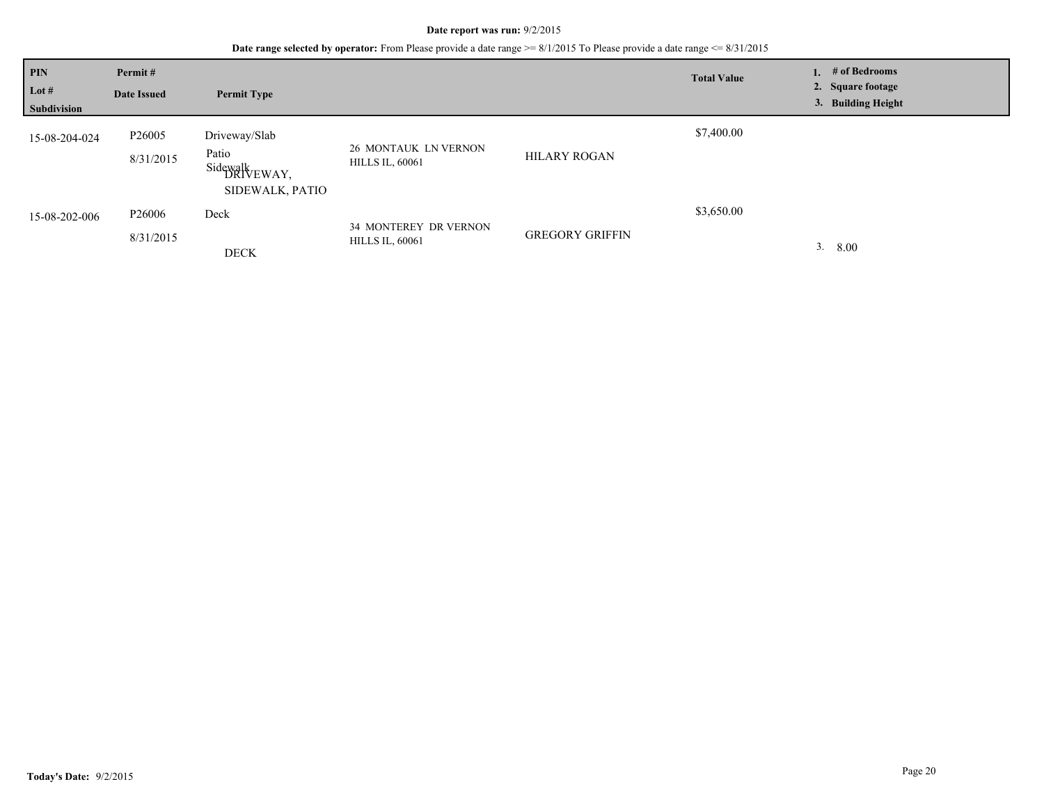**Date report was run:** 9/2/2015

**Date range selected by operator:** From Please provide a date range >= 8/1/2015 To Please provide a date range <= 8/31/2015

| PIN<br>Lot #<br>Subdivision | Permit #<br>Date Issued | Permit Type | | | Total Value | 1. # of Bedrooms<br>2. Square footage<br>3. Building Height |
|---|---|---|---|---|---|---|
| 15-08-204-024 | P26005<br>8/31/2015 | Driveway/Slab<br>Patio<br>Sidewalk<br>DRIVEWAY, SIDEWALK, PATIO | 26 MONTAUK LN VERNON HILLS IL, 60061 | HILARY ROGAN | $7,400.00 | |
| 15-08-202-006 | P26006<br>8/31/2015 | Deck<br>DECK | 34 MONTEREY DR VERNON HILLS IL, 60061 | GREGORY GRIFFIN | $3,650.00 | 3. 8.00 |

**Today's Date:** 9/2/2015